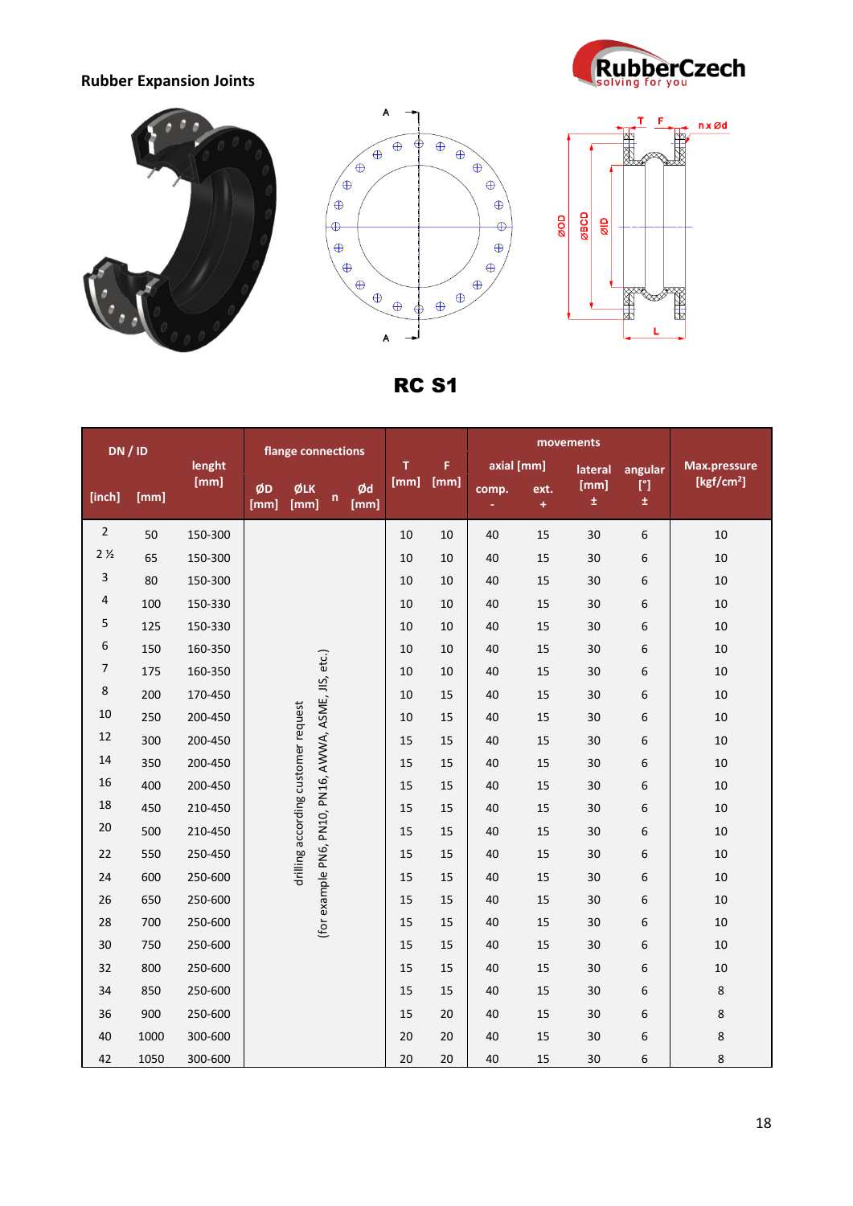## Rubber Expansion Joints

# RC S1

| DN / ID | | lenght | flange connections | | | | T | F | movements | | | | Max.pressure |
|---|---|---|---|---|---|---|---|---|---|---|---|---|---|
| [inch] | [mm] | [mm] | ØD [mm] | ØLK [mm] | n | Ød [mm] | [mm] | [mm] | axial [mm] comp. - | axial [mm] ext. + | lateral [mm] ± | angular [°] ± | [kgf/cm²] |
| 2 | 50 | 150-300 | drilling according customer request (for example PN6, PN10, PN16, AWWA, ASME, JIS, etc.) | | | | 10 | 10 | 40 | 15 | 30 | 6 | 10 |
| 2 ½ | 65 | 150-300 | | | | | 10 | 10 | 40 | 15 | 30 | 6 | 10 |
| 3 | 80 | 150-300 | | | | | 10 | 10 | 40 | 15 | 30 | 6 | 10 |
| 4 | 100 | 150-330 | | | | | 10 | 10 | 40 | 15 | 30 | 6 | 10 |
| 5 | 125 | 150-330 | | | | | 10 | 10 | 40 | 15 | 30 | 6 | 10 |
| 6 | 150 | 160-350 | | | | | 10 | 10 | 40 | 15 | 30 | 6 | 10 |
| 7 | 175 | 160-350 | | | | | 10 | 10 | 40 | 15 | 30 | 6 | 10 |
| 8 | 200 | 170-450 | | | | | 10 | 15 | 40 | 15 | 30 | 6 | 10 |
| 10 | 250 | 200-450 | | | | | 10 | 15 | 40 | 15 | 30 | 6 | 10 |
| 12 | 300 | 200-450 | | | | | 15 | 15 | 40 | 15 | 30 | 6 | 10 |
| 14 | 350 | 200-450 | | | | | 15 | 15 | 40 | 15 | 30 | 6 | 10 |
| 16 | 400 | 200-450 | | | | | 15 | 15 | 40 | 15 | 30 | 6 | 10 |
| 18 | 450 | 210-450 | | | | | 15 | 15 | 40 | 15 | 30 | 6 | 10 |
| 20 | 500 | 210-450 | | | | | 15 | 15 | 40 | 15 | 30 | 6 | 10 |
| 22 | 550 | 250-450 | | | | | 15 | 15 | 40 | 15 | 30 | 6 | 10 |
| 24 | 600 | 250-600 | | | | | 15 | 15 | 40 | 15 | 30 | 6 | 10 |
| 26 | 650 | 250-600 | | | | | 15 | 15 | 40 | 15 | 30 | 6 | 10 |
| 28 | 700 | 250-600 | | | | | 15 | 15 | 40 | 15 | 30 | 6 | 10 |
| 30 | 750 | 250-600 | | | | | 15 | 15 | 40 | 15 | 30 | 6 | 10 |
| 32 | 800 | 250-600 | | | | | 15 | 15 | 40 | 15 | 30 | 6 | 10 |
| 34 | 850 | 250-600 | | | | | 15 | 15 | 40 | 15 | 30 | 6 | 8 |
| 36 | 900 | 250-600 | | | | | 15 | 20 | 40 | 15 | 30 | 6 | 8 |
| 40 | 1000 | 300-600 | | | | | 20 | 20 | 40 | 15 | 30 | 6 | 8 |
| 42 | 1050 | 300-600 | | | | | 20 | 20 | 40 | 15 | 30 | 6 | 8 |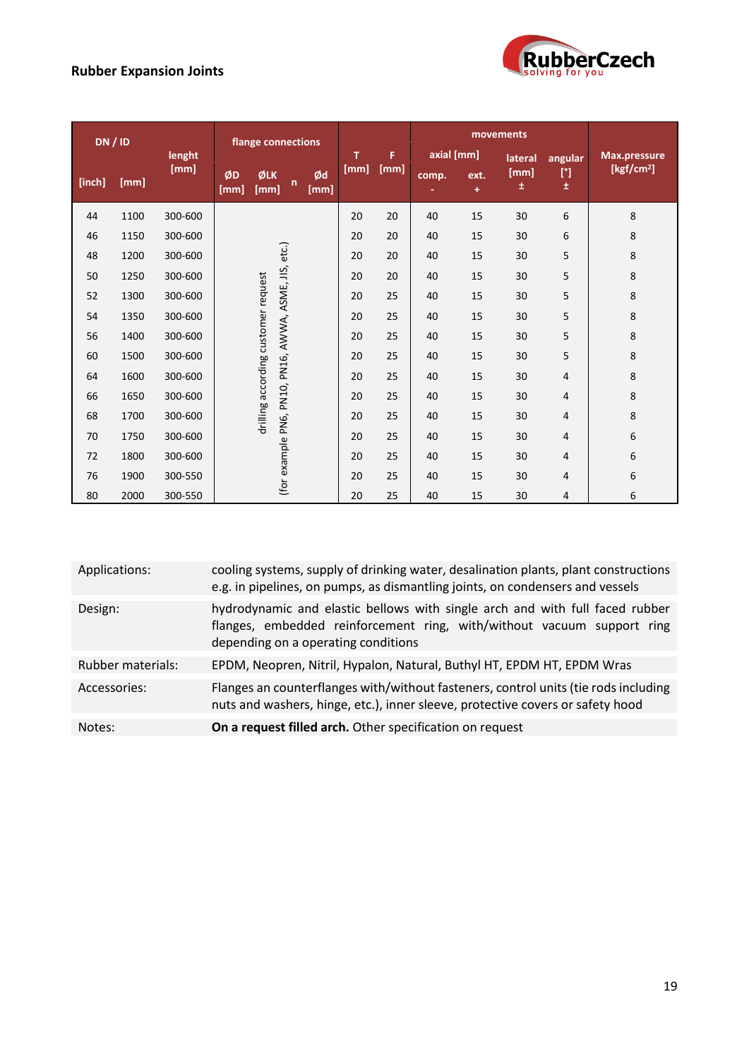## Rubber Expansion Joints

| DN / ID | | lenght [mm] | flange connections | | | | T [mm] | F [mm] | movements | | | | Max.pressure [kgf/cm²] |
|---|---|---|---|---|---|---|---|---|---|---|---|---|---|
| | | | | | | | | | axial [mm] | | lateral [mm] | angular [°] | |
| [inch] | [mm] | | ØD [mm] | ØLK [mm] | n | Ød [mm] | | | comp. - | ext. + | ± | ± | |
| 44 | 1100 | 300-600 | drilling according customer request (for example PN6, PN10, PN16, AWWA, ASME, JIS, etc.) | | | | 20 | 20 | 40 | 15 | 30 | 6 | 8 |
| 46 | 1150 | 300-600 | | | | | 20 | 20 | 40 | 15 | 30 | 6 | 8 |
| 48 | 1200 | 300-600 | | | | | 20 | 20 | 40 | 15 | 30 | 5 | 8 |
| 50 | 1250 | 300-600 | | | | | 20 | 20 | 40 | 15 | 30 | 5 | 8 |
| 52 | 1300 | 300-600 | | | | | 20 | 25 | 40 | 15 | 30 | 5 | 8 |
| 54 | 1350 | 300-600 | | | | | 20 | 25 | 40 | 15 | 30 | 5 | 8 |
| 56 | 1400 | 300-600 | | | | | 20 | 25 | 40 | 15 | 30 | 5 | 8 |
| 60 | 1500 | 300-600 | | | | | 20 | 25 | 40 | 15 | 30 | 5 | 8 |
| 64 | 1600 | 300-600 | | | | | 20 | 25 | 40 | 15 | 30 | 4 | 8 |
| 66 | 1650 | 300-600 | | | | | 20 | 25 | 40 | 15 | 30 | 4 | 8 |
| 68 | 1700 | 300-600 | | | | | 20 | 25 | 40 | 15 | 30 | 4 | 8 |
| 70 | 1750 | 300-600 | | | | | 20 | 25 | 40 | 15 | 30 | 4 | 6 |
| 72 | 1800 | 300-600 | | | | | 20 | 25 | 40 | 15 | 30 | 4 | 6 |
| 76 | 1900 | 300-550 | | | | | 20 | 25 | 40 | 15 | 30 | 4 | 6 |
| 80 | 2000 | 300-550 | | | | | 20 | 25 | 40 | 15 | 30 | 4 | 6 |

| | |
|---|---|
| Applications: | cooling systems, supply of drinking water, desalination plants, plant constructions e.g. in pipelines, on pumps, as dismantling joints, on condensers and vessels |
| Design: | hydrodynamic and elastic bellows with single arch and with full faced rubber flanges, embedded reinforcement ring, with/without vacuum support ring depending on a operating conditions |
| Rubber materials: | EPDM, Neopren, Nitril, Hypalon, Natural, Buthyl HT, EPDM HT, EPDM Wras |
| Accessories: | Flanges an counterflanges with/without fasteners, control units (tie rods including nuts and washers, hinge, etc.), inner sleeve, protective covers or safety hood |
| Notes: | **On a request filled arch.** Other specification on request |